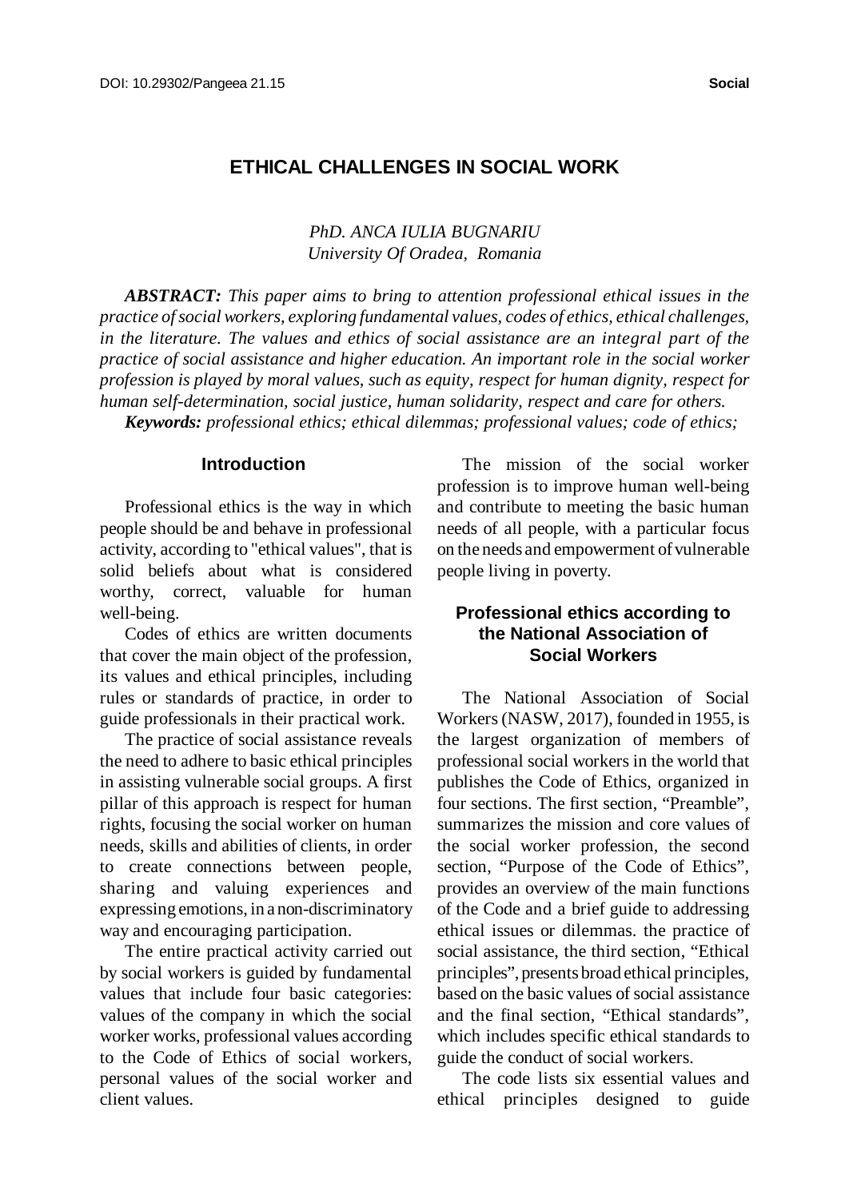# ETHICAL CHALLENGES IN SOCIAL WORK

*PhD. ANCA IULIA BUGNARIU*
*University Of Oradea, Romania*

***ABSTRACT:*** *This paper aims to bring to attention professional ethical issues in the practice of social workers, exploring fundamental values, codes of ethics, ethical challenges, in the literature. The values and ethics of social assistance are an integral part of the practice of social assistance and higher education. An important role in the social worker profession is played by moral values, such as equity, respect for human dignity, respect for human self-determination, social justice, human solidarity, respect and care for others.*

***Keywords:*** *professional ethics; ethical dilemmas; professional values; code of ethics;*

## Introduction

Professional ethics is the way in which people should be and behave in professional activity, according to "ethical values", that is solid beliefs about what is considered worthy, correct, valuable for human well-being.

Codes of ethics are written documents that cover the main object of the profession, its values and ethical principles, including rules or standards of practice, in order to guide professionals in their practical work.

The practice of social assistance reveals the need to adhere to basic ethical principles in assisting vulnerable social groups. A first pillar of this approach is respect for human rights, focusing the social worker on human needs, skills and abilities of clients, in order to create connections between people, sharing and valuing experiences and expressing emotions, in a non-discriminatory way and encouraging participation.

The entire practical activity carried out by social workers is guided by fundamental values that include four basic categories: values of the company in which the social worker works, professional values according to the Code of Ethics of social workers, personal values of the social worker and client values.

The mission of the social worker profession is to improve human well-being and contribute to meeting the basic human needs of all people, with a particular focus on the needs and empowerment of vulnerable people living in poverty.

## Professional ethics according to the National Association of Social Workers

The National Association of Social Workers (NASW, 2017), founded in 1955, is the largest organization of members of professional social workers in the world that publishes the Code of Ethics, organized in four sections. The first section, “Preamble”, summarizes the mission and core values of the social worker profession, the second section, “Purpose of the Code of Ethics”, provides an overview of the main functions of the Code and a brief guide to addressing ethical issues or dilemmas. the practice of social assistance, the third section, “Ethical principles”, presents broad ethical principles, based on the basic values of social assistance and the final section, “Ethical standards”, which includes specific ethical standards to guide the conduct of social workers.

The code lists six essential values and ethical principles designed to guide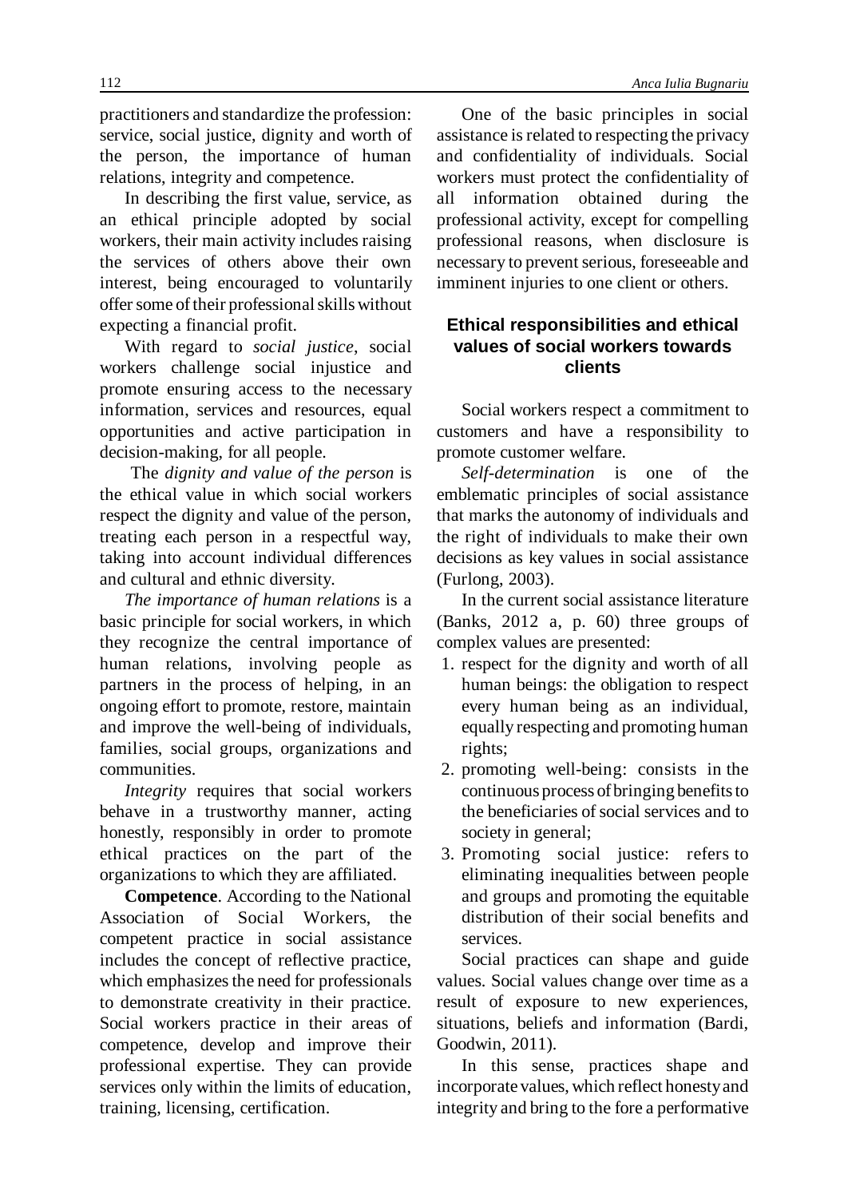practitioners and standardize the profession: service, social justice, dignity and worth of the person, the importance of human relations, integrity and competence.

In describing the first value, service, as an ethical principle adopted by social workers, their main activity includes raising the services of others above their own interest, being encouraged to voluntarily offer some of their professional skills without expecting a financial profit.

With regard to *social justice*, social workers challenge social injustice and promote ensuring access to the necessary information, services and resources, equal opportunities and active participation in decision-making, for all people.

The *dignity and value of the person* is the ethical value in which social workers respect the dignity and value of the person, treating each person in a respectful way, taking into account individual differences and cultural and ethnic diversity.

*The importance of human relations* is a basic principle for social workers, in which they recognize the central importance of human relations, involving people as partners in the process of helping, in an ongoing effort to promote, restore, maintain and improve the well-being of individuals, families, social groups, organizations and communities.

*Integrity* requires that social workers behave in a trustworthy manner, acting honestly, responsibly in order to promote ethical practices on the part of the organizations to which they are affiliated.

**Competence**. According to the National Association of Social Workers, the competent practice in social assistance includes the concept of reflective practice, which emphasizes the need for professionals to demonstrate creativity in their practice. Social workers practice in their areas of competence, develop and improve their professional expertise. They can provide services only within the limits of education, training, licensing, certification.

One of the basic principles in social assistance is related to respecting the privacy and confidentiality of individuals. Social workers must protect the confidentiality of all information obtained during the professional activity, except for compelling professional reasons, when disclosure is necessary to prevent serious, foreseeable and imminent injuries to one client or others.

## Ethical responsibilities and ethical values of social workers towards clients

Social workers respect a commitment to customers and have a responsibility to promote customer welfare.

*Self-determination* is one of the emblematic principles of social assistance that marks the autonomy of individuals and the right of individuals to make their own decisions as key values in social assistance (Furlong, 2003).

In the current social assistance literature (Banks, 2012 a, p. 60) three groups of complex values are presented:

1. respect for the dignity and worth of all human beings: the obligation to respect every human being as an individual, equally respecting and promoting human rights;
2. promoting well-being: consists in the continuous process of bringing benefits to the beneficiaries of social services and to society in general;
3. Promoting social justice: refers to eliminating inequalities between people and groups and promoting the equitable distribution of their social benefits and services.

Social practices can shape and guide values. Social values change over time as a result of exposure to new experiences, situations, beliefs and information (Bardi, Goodwin, 2011).

In this sense, practices shape and incorporate values, which reflect honesty and integrity and bring to the fore a performative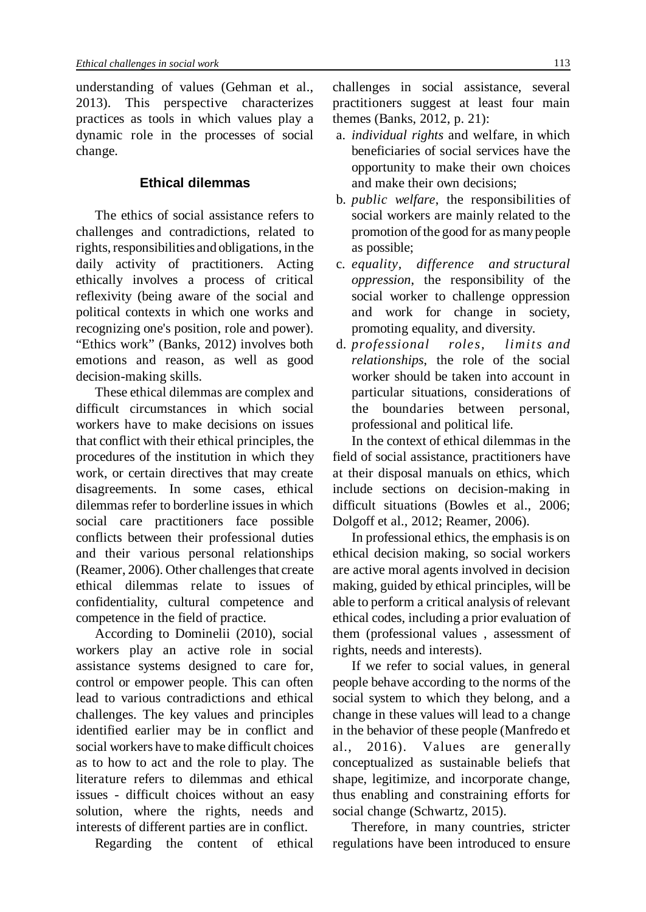understanding of values (Gehman et al., 2013). This perspective characterizes practices as tools in which values play a dynamic role in the processes of social change.

## Ethical dilemmas

The ethics of social assistance refers to challenges and contradictions, related to rights, responsibilities and obligations, in the daily activity of practitioners. Acting ethically involves a process of critical reflexivity (being aware of the social and political contexts in which one works and recognizing one's position, role and power). "Ethics work" (Banks, 2012) involves both emotions and reason, as well as good decision-making skills.

These ethical dilemmas are complex and difficult circumstances in which social workers have to make decisions on issues that conflict with their ethical principles, the procedures of the institution in which they work, or certain directives that may create disagreements. In some cases, ethical dilemmas refer to borderline issues in which social care practitioners face possible conflicts between their professional duties and their various personal relationships (Reamer, 2006). Other challenges that create ethical dilemmas relate to issues of confidentiality, cultural competence and competence in the field of practice.

According to Dominelii (2010), social workers play an active role in social assistance systems designed to care for, control or empower people. This can often lead to various contradictions and ethical challenges. The key values and principles identified earlier may be in conflict and social workers have to make difficult choices as to how to act and the role to play. The literature refers to dilemmas and ethical issues - difficult choices without an easy solution, where the rights, needs and interests of different parties are in conflict.

Regarding the content of ethical challenges in social assistance, several practitioners suggest at least four main themes (Banks, 2012, p. 21):

a. *individual rights* and welfare, in which beneficiaries of social services have the opportunity to make their own choices and make their own decisions;
b. *public welfare*, the responsibilities of social workers are mainly related to the promotion of the good for as many people as possible;
c. *equality, difference and structural oppression*, the responsibility of the social worker to challenge oppression and work for change in society, promoting equality, and diversity.
d. *professional roles, limits and relationships*, the role of the social worker should be taken into account in particular situations, considerations of the boundaries between personal, professional and political life.

In the context of ethical dilemmas in the field of social assistance, practitioners have at their disposal manuals on ethics, which include sections on decision-making in difficult situations (Bowles et al., 2006; Dolgoff et al., 2012; Reamer, 2006).

In professional ethics, the emphasis is on ethical decision making, so social workers are active moral agents involved in decision making, guided by ethical principles, will be able to perform a critical analysis of relevant ethical codes, including a prior evaluation of them (professional values , assessment of rights, needs and interests).

If we refer to social values, in general people behave according to the norms of the social system to which they belong, and a change in these values will lead to a change in the behavior of these people (Manfredo et al., 2016). Values are generally conceptualized as sustainable beliefs that shape, legitimize, and incorporate change, thus enabling and constraining efforts for social change (Schwartz, 2015).

Therefore, in many countries, stricter regulations have been introduced to ensure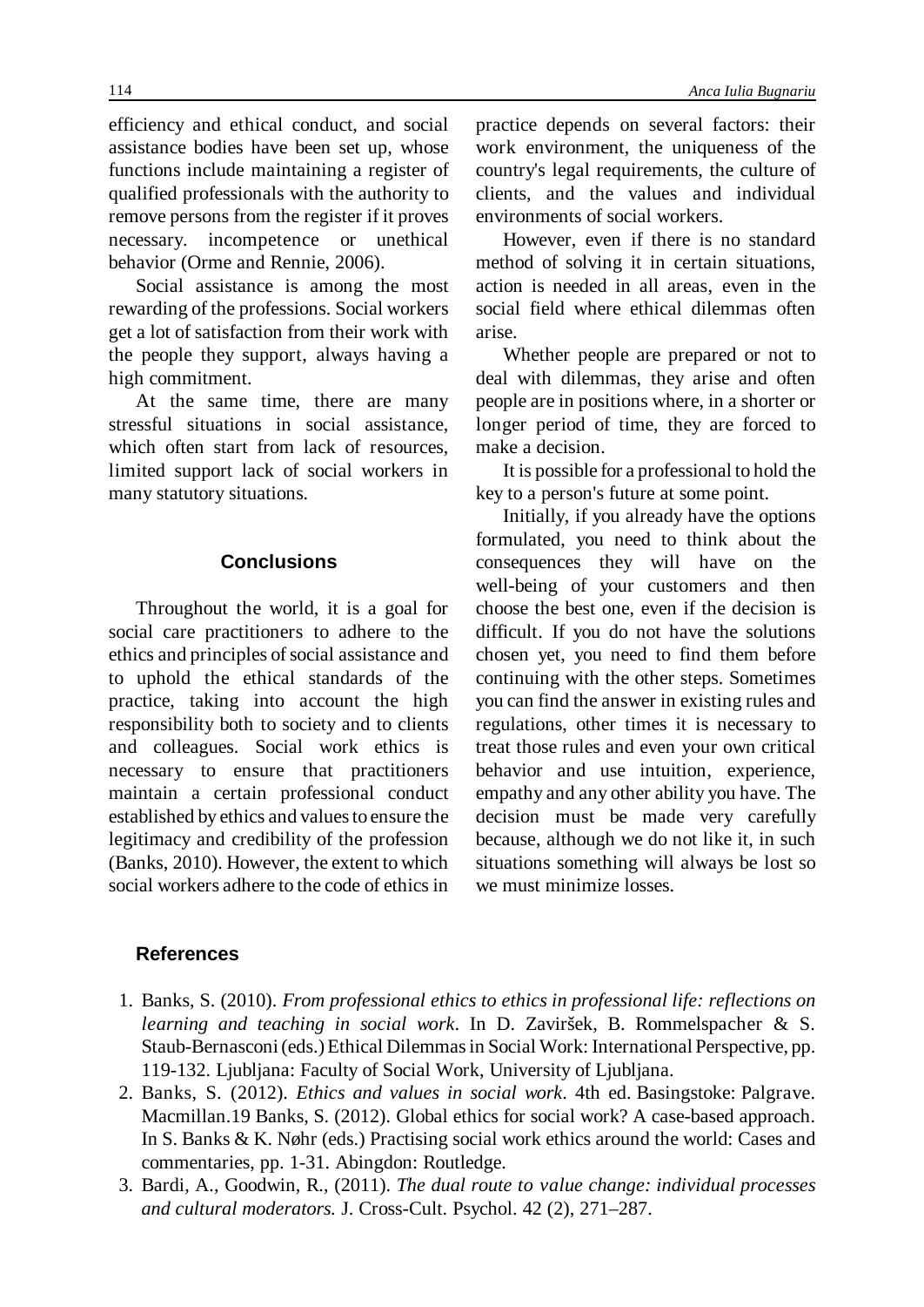efficiency and ethical conduct, and social assistance bodies have been set up, whose functions include maintaining a register of qualified professionals with the authority to remove persons from the register if it proves necessary. incompetence or unethical behavior (Orme and Rennie, 2006).

Social assistance is among the most rewarding of the professions. Social workers get a lot of satisfaction from their work with the people they support, always having a high commitment.

At the same time, there are many stressful situations in social assistance, which often start from lack of resources, limited support lack of social workers in many statutory situations.

## Conclusions

Throughout the world, it is a goal for social care practitioners to adhere to the ethics and principles of social assistance and to uphold the ethical standards of the practice, taking into account the high responsibility both to society and to clients and colleagues. Social work ethics is necessary to ensure that practitioners maintain a certain professional conduct established by ethics and values to ensure the legitimacy and credibility of the profession (Banks, 2010). However, the extent to which social workers adhere to the code of ethics in practice depends on several factors: their work environment, the uniqueness of the country's legal requirements, the culture of clients, and the values and individual environments of social workers.

However, even if there is no standard method of solving it in certain situations, action is needed in all areas, even in the social field where ethical dilemmas often arise.

Whether people are prepared or not to deal with dilemmas, they arise and often people are in positions where, in a shorter or longer period of time, they are forced to make a decision.

It is possible for a professional to hold the key to a person's future at some point.

Initially, if you already have the options formulated, you need to think about the consequences they will have on the well-being of your customers and then choose the best one, even if the decision is difficult. If you do not have the solutions chosen yet, you need to find them before continuing with the other steps. Sometimes you can find the answer in existing rules and regulations, other times it is necessary to treat those rules and even your own critical behavior and use intuition, experience, empathy and any other ability you have. The decision must be made very carefully because, although we do not like it, in such situations something will always be lost so we must minimize losses.

## References

1. Banks, S. (2010). *From professional ethics to ethics in professional life: reflections on learning and teaching in social work*. In D. Zaviršek, B. Rommelspacher & S. Staub-Bernasconi (eds.) Ethical Dilemmas in Social Work: International Perspective, pp. 119-132. Ljubljana: Faculty of Social Work, University of Ljubljana.
2. Banks, S. (2012). *Ethics and values in social work*. 4th ed. Basingstoke: Palgrave. Macmillan.19 Banks, S. (2012). Global ethics for social work? A case-based approach. In S. Banks & K. Nøhr (eds.) Practising social work ethics around the world: Cases and commentaries, pp. 1-31. Abingdon: Routledge.
3. Bardi, A., Goodwin, R., (2011). *The dual route to value change: individual processes and cultural moderators.* J. Cross-Cult. Psychol. 42 (2), 271–287.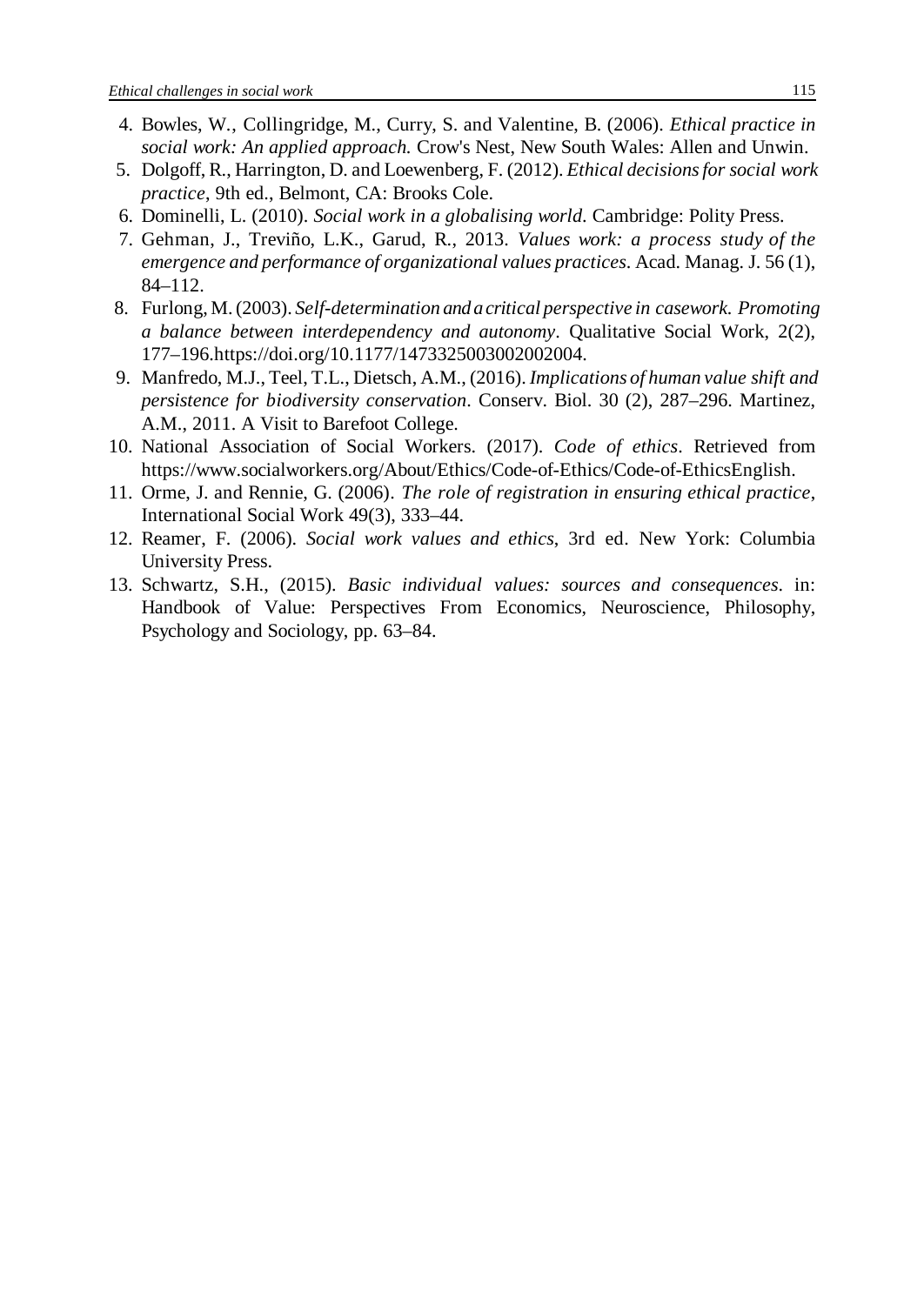4. Bowles, W., Collingridge, M., Curry, S. and Valentine, B. (2006). *Ethical practice in social work: An applied approach.* Crow's Nest, New South Wales: Allen and Unwin.
5. Dolgoff, R., Harrington, D. and Loewenberg, F. (2012). *Ethical decisions for social work practice*, 9th ed., Belmont, CA: Brooks Cole.
6. Dominelli, L. (2010). *Social work in a globalising world*. Cambridge: Polity Press.
7. Gehman, J., Treviño, L.K., Garud, R., 2013. *Values work: a process study of the emergence and performance of organizational values practices*. Acad. Manag. J. 56 (1), 84–112.
8. Furlong, M. (2003). *Self-determination and a critical perspective in casework. Promoting a balance between interdependency and autonomy*. Qualitative Social Work, 2(2), 177–196.https://doi.org/10.1177/1473325003002002004.
9. Manfredo, M.J., Teel, T.L., Dietsch, A.M., (2016). *Implications of human value shift and persistence for biodiversity conservation*. Conserv. Biol. 30 (2), 287–296. Martinez, A.M., 2011. A Visit to Barefoot College.
10. National Association of Social Workers. (2017). *Code of ethics*. Retrieved from https://www.socialworkers.org/About/Ethics/Code-of-Ethics/Code-of-EthicsEnglish.
11. Orme, J. and Rennie, G. (2006). *The role of registration in ensuring ethical practice*, International Social Work 49(3), 333–44.
12. Reamer, F. (2006). *Social work values and ethics*, 3rd ed. New York: Columbia University Press.
13. Schwartz, S.H., (2015). *Basic individual values: sources and consequences*. in: Handbook of Value: Perspectives From Economics, Neuroscience, Philosophy, Psychology and Sociology, pp. 63–84.